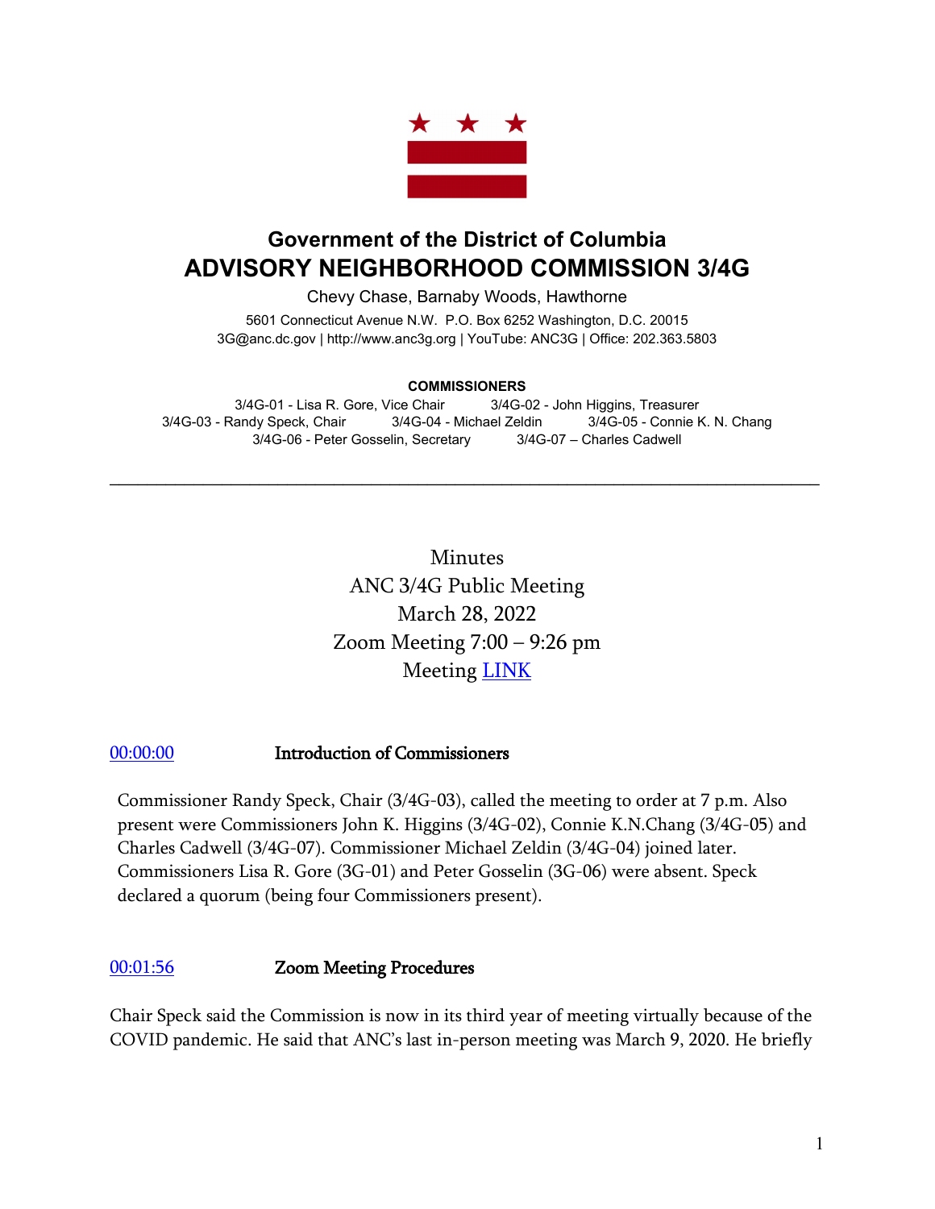# Government of the District of Columbia
# ADVISORY NEIGHBORHOOD COMMISSION 3/4G

Chevy Chase, Barnaby Woods, Hawthorne

5601 Connecticut Avenue N.W. P.O. Box 6252 Washington, D.C. 20015
3G@anc.dc.gov | http://www.anc3g.org | YouTube: ANC3G | Office: 202.363.5803

**COMMISSIONERS**

3/4G-01 - Lisa R. Gore, Vice Chair
3/4G-02 - John Higgins, Treasurer
3/4G-03 - Randy Speck, Chair
3/4G-04 - Michael Zeldin
3/4G-05 - Connie K. N. Chang
3/4G-06 - Peter Gosselin, Secretary
3/4G-07 – Charles Cadwell

---

Minutes
ANC 3/4G Public Meeting
March 28, 2022
Zoom Meeting 7:00 – 9:26 pm
Meeting [LINK]

### [00:00:00] Introduction of Commissioners

Commissioner Randy Speck, Chair (3/4G-03), called the meeting to order at 7 p.m. Also present were Commissioners John K. Higgins (3/4G-02), Connie K.N.Chang (3/4G-05) and Charles Cadwell (3/4G-07). Commissioner Michael Zeldin (3/4G-04) joined later. Commissioners Lisa R. Gore (3G-01) and Peter Gosselin (3G-06) were absent. Speck declared a quorum (being four Commissioners present).

### [00:01:56] Zoom Meeting Procedures

Chair Speck said the Commission is now in its third year of meeting virtually because of the COVID pandemic. He said that ANC's last in-person meeting was March 9, 2020. He briefly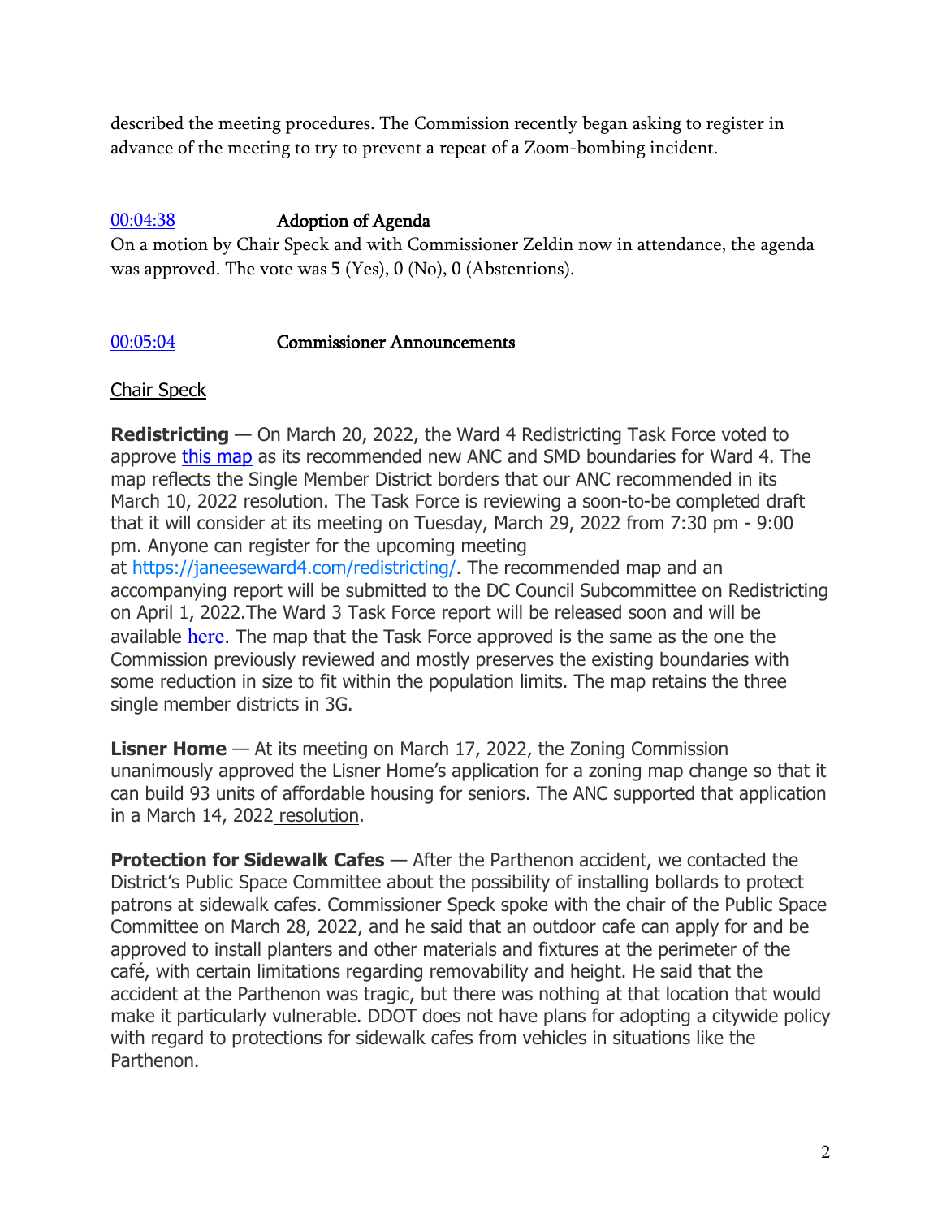described the meeting procedures. The Commission recently began asking to register in advance of the meeting to try to prevent a repeat of a Zoom-bombing incident.

00:04:38 **Adoption of Agenda**

On a motion by Chair Speck and with Commissioner Zeldin now in attendance, the agenda was approved. The vote was 5 (Yes), 0 (No), 0 (Abstentions).

00:05:04 **Commissioner Announcements**

Chair Speck

**Redistricting** — On March 20, 2022, the Ward 4 Redistricting Task Force voted to approve this map as its recommended new ANC and SMD boundaries for Ward 4. The map reflects the Single Member District borders that our ANC recommended in its March 10, 2022 resolution. The Task Force is reviewing a soon-to-be completed draft that it will consider at its meeting on Tuesday, March 29, 2022 from 7:30 pm - 9:00 pm. Anyone can register for the upcoming meeting at https://janeeseward4.com/redistricting/. The recommended map and an accompanying report will be submitted to the DC Council Subcommittee on Redistricting on April 1, 2022.The Ward 3 Task Force report will be released soon and will be available here. The map that the Task Force approved is the same as the one the Commission previously reviewed and mostly preserves the existing boundaries with some reduction in size to fit within the population limits. The map retains the three single member districts in 3G.

**Lisner Home** — At its meeting on March 17, 2022, the Zoning Commission unanimously approved the Lisner Home's application for a zoning map change so that it can build 93 units of affordable housing for seniors. The ANC supported that application in a March 14, 2022 resolution.

**Protection for Sidewalk Cafes** — After the Parthenon accident, we contacted the District's Public Space Committee about the possibility of installing bollards to protect patrons at sidewalk cafes. Commissioner Speck spoke with the chair of the Public Space Committee on March 28, 2022, and he said that an outdoor cafe can apply for and be approved to install planters and other materials and fixtures at the perimeter of the café, with certain limitations regarding removability and height. He said that the accident at the Parthenon was tragic, but there was nothing at that location that would make it particularly vulnerable. DDOT does not have plans for adopting a citywide policy with regard to protections for sidewalk cafes from vehicles in situations like the Parthenon.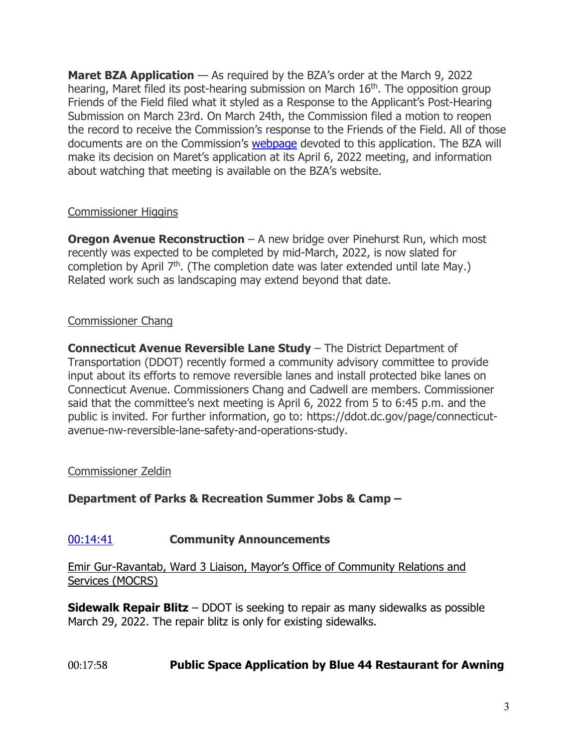**Maret BZA Application** — As required by the BZA's order at the March 9, 2022 hearing, Maret filed its post-hearing submission on March 16th. The opposition group Friends of the Field filed what it styled as a Response to the Applicant's Post-Hearing Submission on March 23rd. On March 24th, the Commission filed a motion to reopen the record to receive the Commission's response to the Friends of the Field. All of those documents are on the Commission's webpage devoted to this application. The BZA will make its decision on Maret's application at its April 6, 2022 meeting, and information about watching that meeting is available on the BZA's website.

Commissioner Higgins

**Oregon Avenue Reconstruction** – A new bridge over Pinehurst Run, which most recently was expected to be completed by mid-March, 2022, is now slated for completion by April 7th. (The completion date was later extended until late May.) Related work such as landscaping may extend beyond that date.

Commissioner Chang

**Connecticut Avenue Reversible Lane Study** – The District Department of Transportation (DDOT) recently formed a community advisory committee to provide input about its efforts to remove reversible lanes and install protected bike lanes on Connecticut Avenue. Commissioners Chang and Cadwell are members. Commissioner said that the committee's next meeting is April 6, 2022 from 5 to 6:45 p.m. and the public is invited. For further information, go to: https://ddot.dc.gov/page/connecticut-avenue-nw-reversible-lane-safety-and-operations-study.

Commissioner Zeldin

**Department of Parks & Recreation Summer Jobs & Camp –**

00:14:41 **Community Announcements**

Emir Gur-Ravantab, Ward 3 Liaison, Mayor's Office of Community Relations and Services (MOCRS)

**Sidewalk Repair Blitz** – DDOT is seeking to repair as many sidewalks as possible March 29, 2022. The repair blitz is only for existing sidewalks.

00:17:58 **Public Space Application by Blue 44 Restaurant for Awning**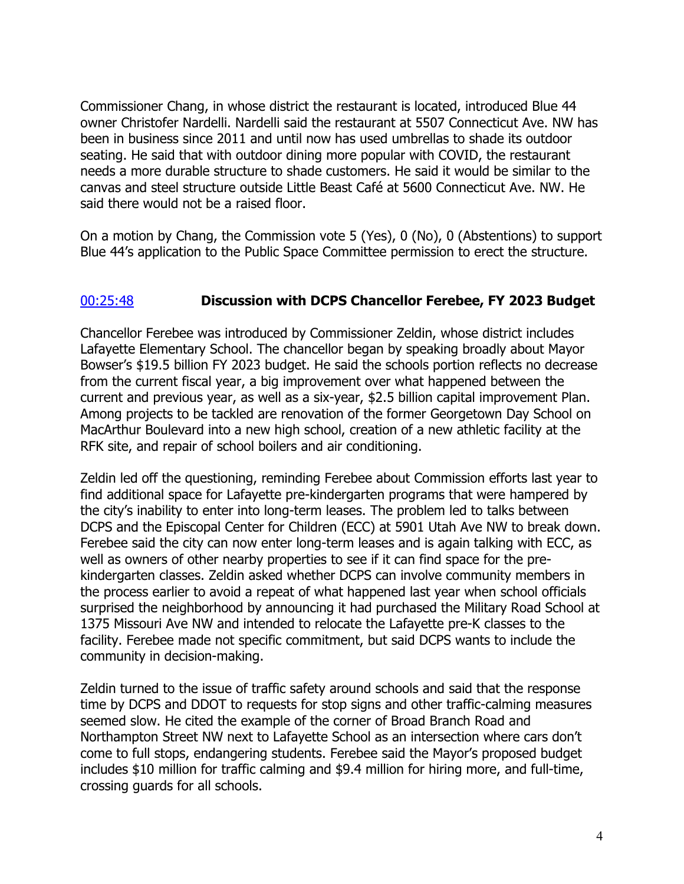Commissioner Chang, in whose district the restaurant is located, introduced Blue 44 owner Christofer Nardelli. Nardelli said the restaurant at 5507 Connecticut Ave. NW has been in business since 2011 and until now has used umbrellas to shade its outdoor seating. He said that with outdoor dining more popular with COVID, the restaurant needs a more durable structure to shade customers. He said it would be similar to the canvas and steel structure outside Little Beast Café at 5600 Connecticut Ave. NW. He said there would not be a raised floor.

On a motion by Chang, the Commission vote 5 (Yes), 0 (No), 0 (Abstentions) to support Blue 44's application to the Public Space Committee permission to erect the structure.

### 00:25:48 **Discussion with DCPS Chancellor Ferebee, FY 2023 Budget**

Chancellor Ferebee was introduced by Commissioner Zeldin, whose district includes Lafayette Elementary School. The chancellor began by speaking broadly about Mayor Bowser's $19.5 billion FY 2023 budget. He said the schools portion reflects no decrease from the current fiscal year, a big improvement over what happened between the current and previous year, as well as a six-year, $2.5 billion capital improvement Plan. Among projects to be tackled are renovation of the former Georgetown Day School on MacArthur Boulevard into a new high school, creation of a new athletic facility at the RFK site, and repair of school boilers and air conditioning.

Zeldin led off the questioning, reminding Ferebee about Commission efforts last year to find additional space for Lafayette pre-kindergarten programs that were hampered by the city's inability to enter into long-term leases. The problem led to talks between DCPS and the Episcopal Center for Children (ECC) at 5901 Utah Ave NW to break down. Ferebee said the city can now enter long-term leases and is again talking with ECC, as well as owners of other nearby properties to see if it can find space for the pre-kindergarten classes. Zeldin asked whether DCPS can involve community members in the process earlier to avoid a repeat of what happened last year when school officials surprised the neighborhood by announcing it had purchased the Military Road School at 1375 Missouri Ave NW and intended to relocate the Lafayette pre-K classes to the facility. Ferebee made not specific commitment, but said DCPS wants to include the community in decision-making.

Zeldin turned to the issue of traffic safety around schools and said that the response time by DCPS and DDOT to requests for stop signs and other traffic-calming measures seemed slow. He cited the example of the corner of Broad Branch Road and Northampton Street NW next to Lafayette School as an intersection where cars don't come to full stops, endangering students. Ferebee said the Mayor's proposed budget includes $10 million for traffic calming and $9.4 million for hiring more, and full-time, crossing guards for all schools.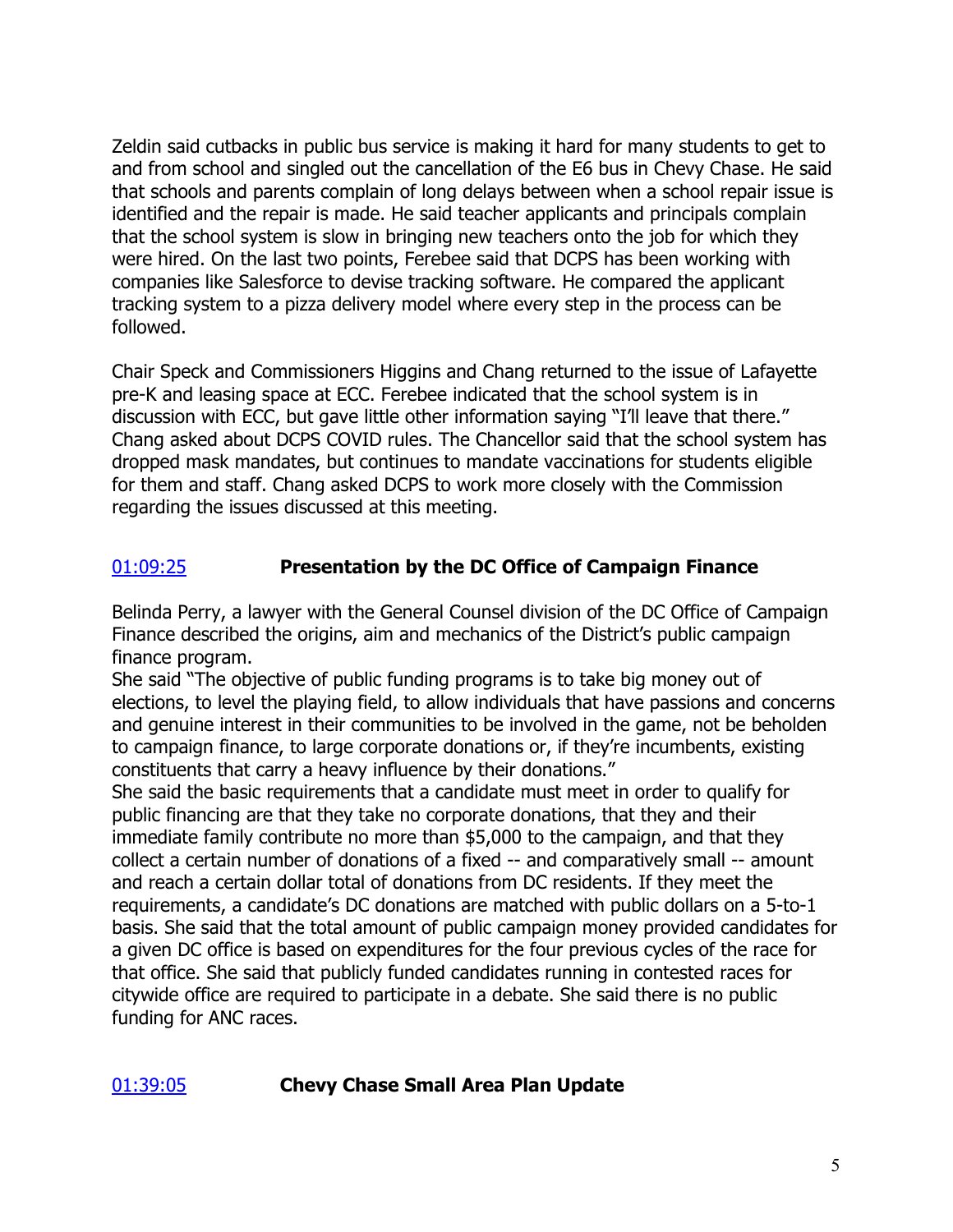Zeldin said cutbacks in public bus service is making it hard for many students to get to and from school and singled out the cancellation of the E6 bus in Chevy Chase. He said that schools and parents complain of long delays between when a school repair issue is identified and the repair is made. He said teacher applicants and principals complain that the school system is slow in bringing new teachers onto the job for which they were hired. On the last two points, Ferebee said that DCPS has been working with companies like Salesforce to devise tracking software. He compared the applicant tracking system to a pizza delivery model where every step in the process can be followed.

Chair Speck and Commissioners Higgins and Chang returned to the issue of Lafayette pre-K and leasing space at ECC. Ferebee indicated that the school system is in discussion with ECC, but gave little other information saying "I'll leave that there." Chang asked about DCPS COVID rules. The Chancellor said that the school system has dropped mask mandates, but continues to mandate vaccinations for students eligible for them and staff. Chang asked DCPS to work more closely with the Commission regarding the issues discussed at this meeting.

### 01:09:25 **Presentation by the DC Office of Campaign Finance**

Belinda Perry, a lawyer with the General Counsel division of the DC Office of Campaign Finance described the origins, aim and mechanics of the District's public campaign finance program.

She said "The objective of public funding programs is to take big money out of elections, to level the playing field, to allow individuals that have passions and concerns and genuine interest in their communities to be involved in the game, not be beholden to campaign finance, to large corporate donations or, if they're incumbents, existing constituents that carry a heavy influence by their donations."

She said the basic requirements that a candidate must meet in order to qualify for public financing are that they take no corporate donations, that they and their immediate family contribute no more than $5,000 to the campaign, and that they collect a certain number of donations of a fixed -- and comparatively small -- amount and reach a certain dollar total of donations from DC residents. If they meet the requirements, a candidate's DC donations are matched with public dollars on a 5-to-1 basis. She said that the total amount of public campaign money provided candidates for a given DC office is based on expenditures for the four previous cycles of the race for that office. She said that publicly funded candidates running in contested races for citywide office are required to participate in a debate. She said there is no public funding for ANC races.

### 01:39:05 **Chevy Chase Small Area Plan Update**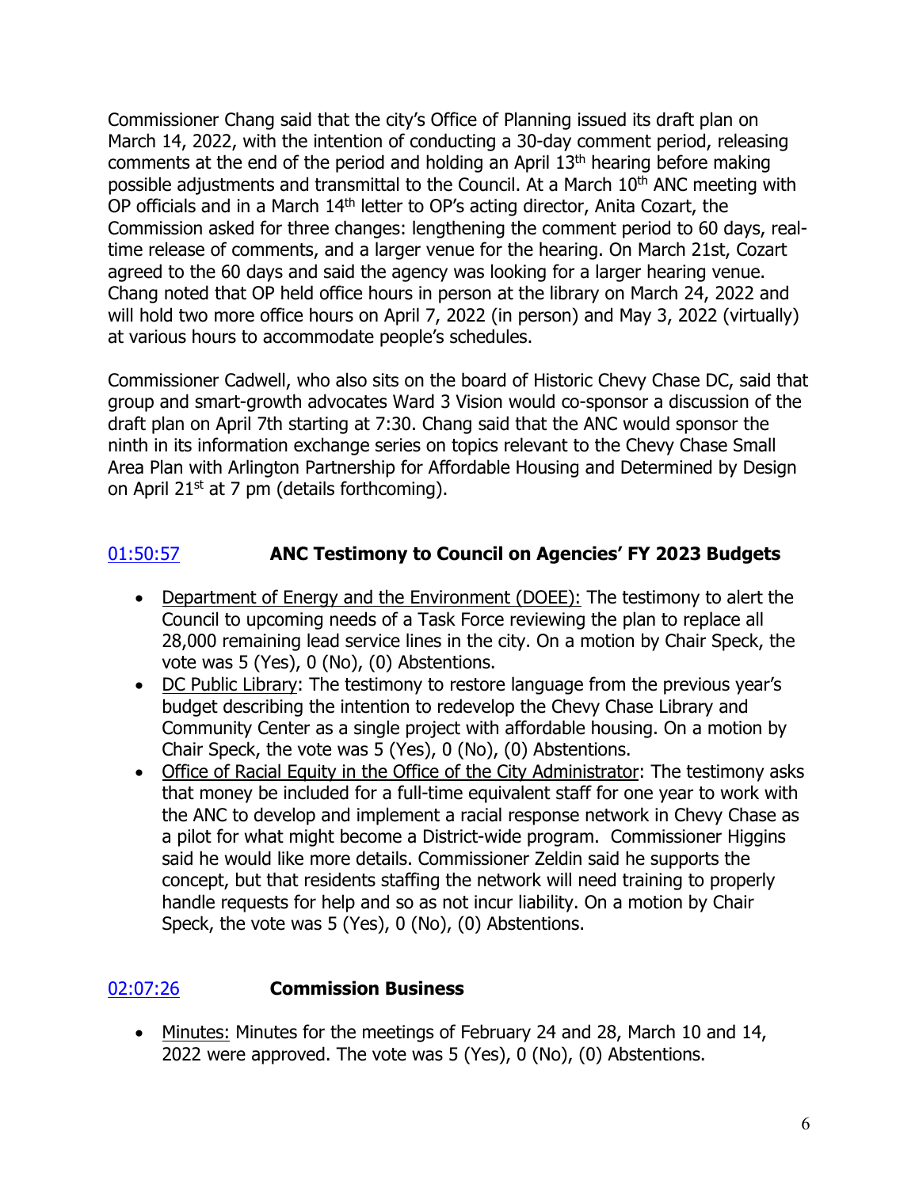Commissioner Chang said that the city's Office of Planning issued its draft plan on March 14, 2022, with the intention of conducting a 30-day comment period, releasing comments at the end of the period and holding an April 13th hearing before making possible adjustments and transmittal to the Council. At a March 10th ANC meeting with OP officials and in a March 14th letter to OP's acting director, Anita Cozart, the Commission asked for three changes: lengthening the comment period to 60 days, real-time release of comments, and a larger venue for the hearing. On March 21st, Cozart agreed to the 60 days and said the agency was looking for a larger hearing venue. Chang noted that OP held office hours in person at the library on March 24, 2022 and will hold two more office hours on April 7, 2022 (in person) and May 3, 2022 (virtually) at various hours to accommodate people's schedules.

Commissioner Cadwell, who also sits on the board of Historic Chevy Chase DC, said that group and smart-growth advocates Ward 3 Vision would co-sponsor a discussion of the draft plan on April 7th starting at 7:30. Chang said that the ANC would sponsor the ninth in its information exchange series on topics relevant to the Chevy Chase Small Area Plan with Arlington Partnership for Affordable Housing and Determined by Design on April 21st at 7 pm (details forthcoming).

## 01:50:57 **ANC Testimony to Council on Agencies' FY 2023 Budgets**

- Department of Energy and the Environment (DOEE): The testimony to alert the Council to upcoming needs of a Task Force reviewing the plan to replace all 28,000 remaining lead service lines in the city. On a motion by Chair Speck, the vote was 5 (Yes), 0 (No), (0) Abstentions.
- DC Public Library: The testimony to restore language from the previous year's budget describing the intention to redevelop the Chevy Chase Library and Community Center as a single project with affordable housing. On a motion by Chair Speck, the vote was 5 (Yes), 0 (No), (0) Abstentions.
- Office of Racial Equity in the Office of the City Administrator: The testimony asks that money be included for a full-time equivalent staff for one year to work with the ANC to develop and implement a racial response network in Chevy Chase as a pilot for what might become a District-wide program. Commissioner Higgins said he would like more details. Commissioner Zeldin said he supports the concept, but that residents staffing the network will need training to properly handle requests for help and so as not incur liability. On a motion by Chair Speck, the vote was 5 (Yes), 0 (No), (0) Abstentions.

## 02:07:26 **Commission Business**

- Minutes: Minutes for the meetings of February 24 and 28, March 10 and 14, 2022 were approved. The vote was 5 (Yes), 0 (No), (0) Abstentions.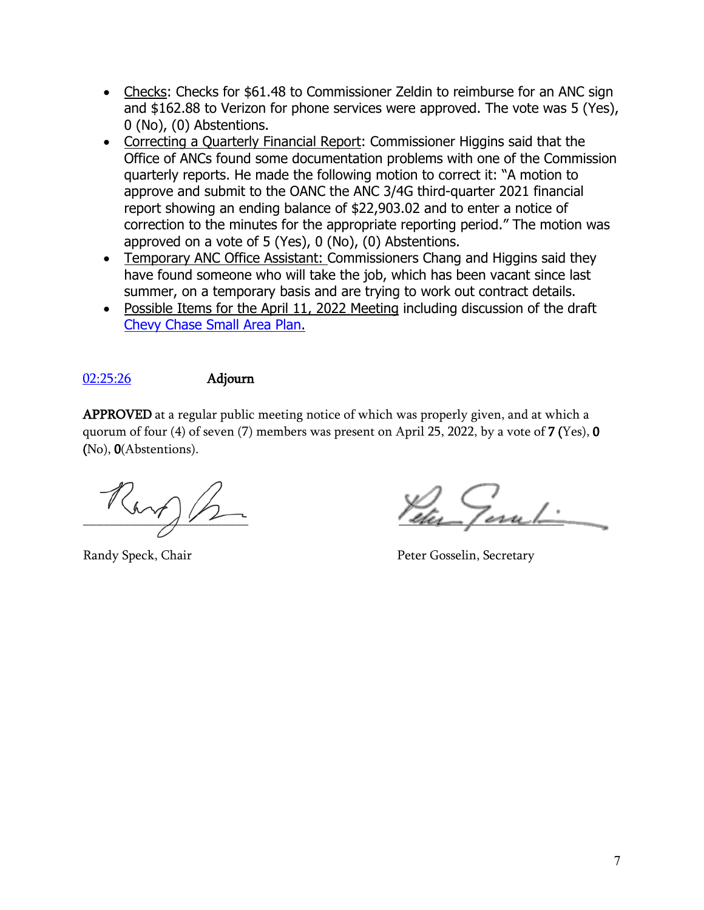- Checks: Checks for $61.48 to Commissioner Zeldin to reimburse for an ANC sign and $162.88 to Verizon for phone services were approved. The vote was 5 (Yes), 0 (No), (0) Abstentions.
- Correcting a Quarterly Financial Report: Commissioner Higgins said that the Office of ANCs found some documentation problems with one of the Commission quarterly reports. He made the following motion to correct it: "A motion to approve and submit to the OANC the ANC 3/4G third-quarter 2021 financial report showing an ending balance of $22,903.02 and to enter a notice of correction to the minutes for the appropriate reporting period." The motion was approved on a vote of 5 (Yes), 0 (No), (0) Abstentions.
- Temporary ANC Office Assistant: Commissioners Chang and Higgins said they have found someone who will take the job, which has been vacant since last summer, on a temporary basis and are trying to work out contract details.
- Possible Items for the April 11, 2022 Meeting including discussion of the draft Chevy Chase Small Area Plan.

02:25:26 **Adjourn**

**APPROVED** at a regular public meeting notice of which was properly given, and at which a quorum of four (4) of seven (7) members was present on April 25, 2022, by a vote of **7** (Yes), **0** (No), **0**(Abstentions).

Randy Speck, Chair

Peter Gosselin, Secretary